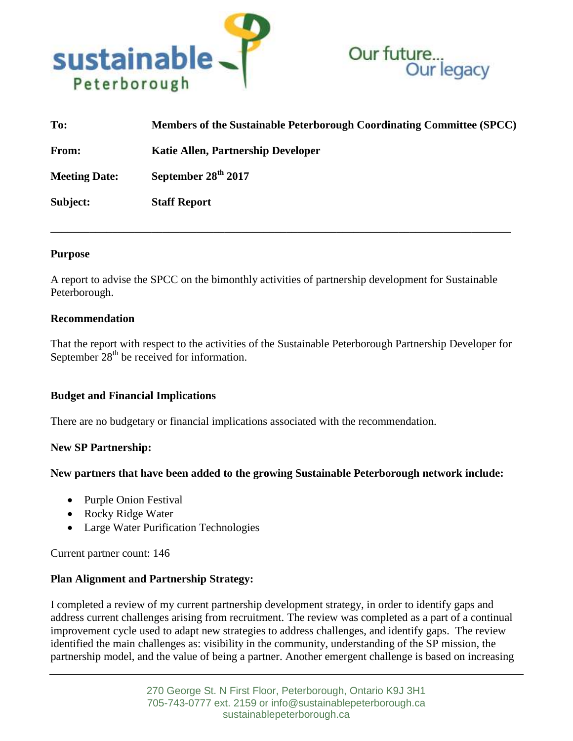sustainable Peterborough

Our future... Our legacy

**To:** **Members of the Sustainable Peterborough Coordinating Committee (SPCC)**

**From:** **Katie Allen, Partnership Developer**

**Meeting Date:** **September 28th 2017**

**Subject:** **Staff Report**

---

**Purpose**

A report to advise the SPCC on the bimonthly activities of partnership development for Sustainable Peterborough.

**Recommendation**

That the report with respect to the activities of the Sustainable Peterborough Partnership Developer for September 28th be received for information.

**Budget and Financial Implications**

There are no budgetary or financial implications associated with the recommendation.

**New SP Partnership:**

**New partners that have been added to the growing Sustainable Peterborough network include:**

- Purple Onion Festival
- Rocky Ridge Water
- Large Water Purification Technologies

Current partner count: 146

**Plan Alignment and Partnership Strategy:**

I completed a review of my current partnership development strategy, in order to identify gaps and address current challenges arising from recruitment. The review was completed as a part of a continual improvement cycle used to adapt new strategies to address challenges, and identify gaps. The review identified the main challenges as: visibility in the community, understanding of the SP mission, the partnership model, and the value of being a partner. Another emergent challenge is based on increasing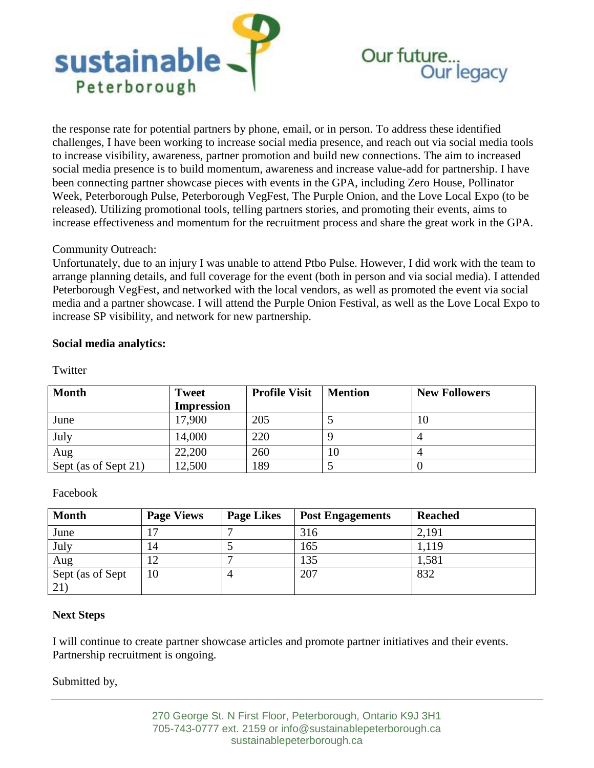the response rate for potential partners by phone, email, or in person. To address these identified challenges, I have been working to increase social media presence, and reach out via social media tools to increase visibility, awareness, partner promotion and build new connections. The aim to increased social media presence is to build momentum, awareness and increase value-add for partnership. I have been connecting partner showcase pieces with events in the GPA, including Zero House, Pollinator Week, Peterborough Pulse, Peterborough VegFest, The Purple Onion, and the Love Local Expo (to be released). Utilizing promotional tools, telling partners stories, and promoting their events, aims to increase effectiveness and momentum for the recruitment process and share the great work in the GPA.

Community Outreach:
Unfortunately, due to an injury I was unable to attend Ptbo Pulse. However, I did work with the team to arrange planning details, and full coverage for the event (both in person and via social media). I attended Peterborough VegFest, and networked with the local vendors, as well as promoted the event via social media and a partner showcase. I will attend the Purple Onion Festival, as well as the Love Local Expo to increase SP visibility, and network for new partnership.

**Social media analytics:**

Twitter

| Month | Tweet Impression | Profile Visit | Mention | New Followers |
|---|---|---|---|---|
| June | 17,900 | 205 | 5 | 10 |
| July | 14,000 | 220 | 9 | 4 |
| Aug | 22,200 | 260 | 10 | 4 |
| Sept (as of Sept 21) | 12,500 | 189 | 5 | 0 |

Facebook

| Month | Page Views | Page Likes | Post Engagements | Reached |
|---|---|---|---|---|
| June | 17 | 7 | 316 | 2,191 |
| July | 14 | 5 | 165 | 1,119 |
| Aug | 12 | 7 | 135 | 1,581 |
| Sept (as of Sept 21) | 10 | 4 | 207 | 832 |

**Next Steps**

I will continue to create partner showcase articles and promote partner initiatives and their events. Partnership recruitment is ongoing.

Submitted by,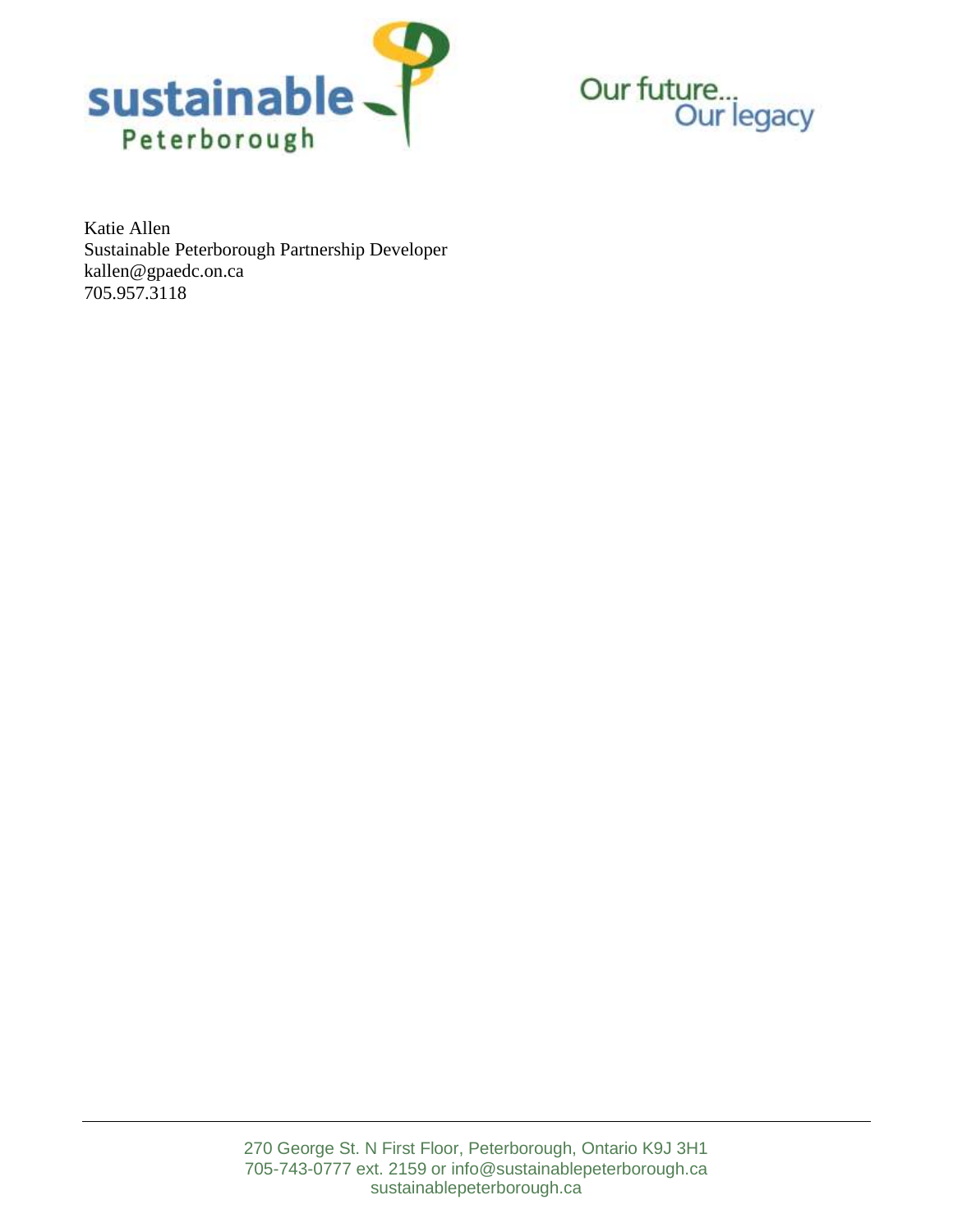sustainable Peterborough

Our future...
Our legacy

Katie Allen
Sustainable Peterborough Partnership Developer
kallen@gpaedc.on.ca
705.957.3118

270 George St. N First Floor, Peterborough, Ontario K9J 3H1
705-743-0777 ext. 2159 or info@sustainablepeterborough.ca
sustainablepeterborough.ca